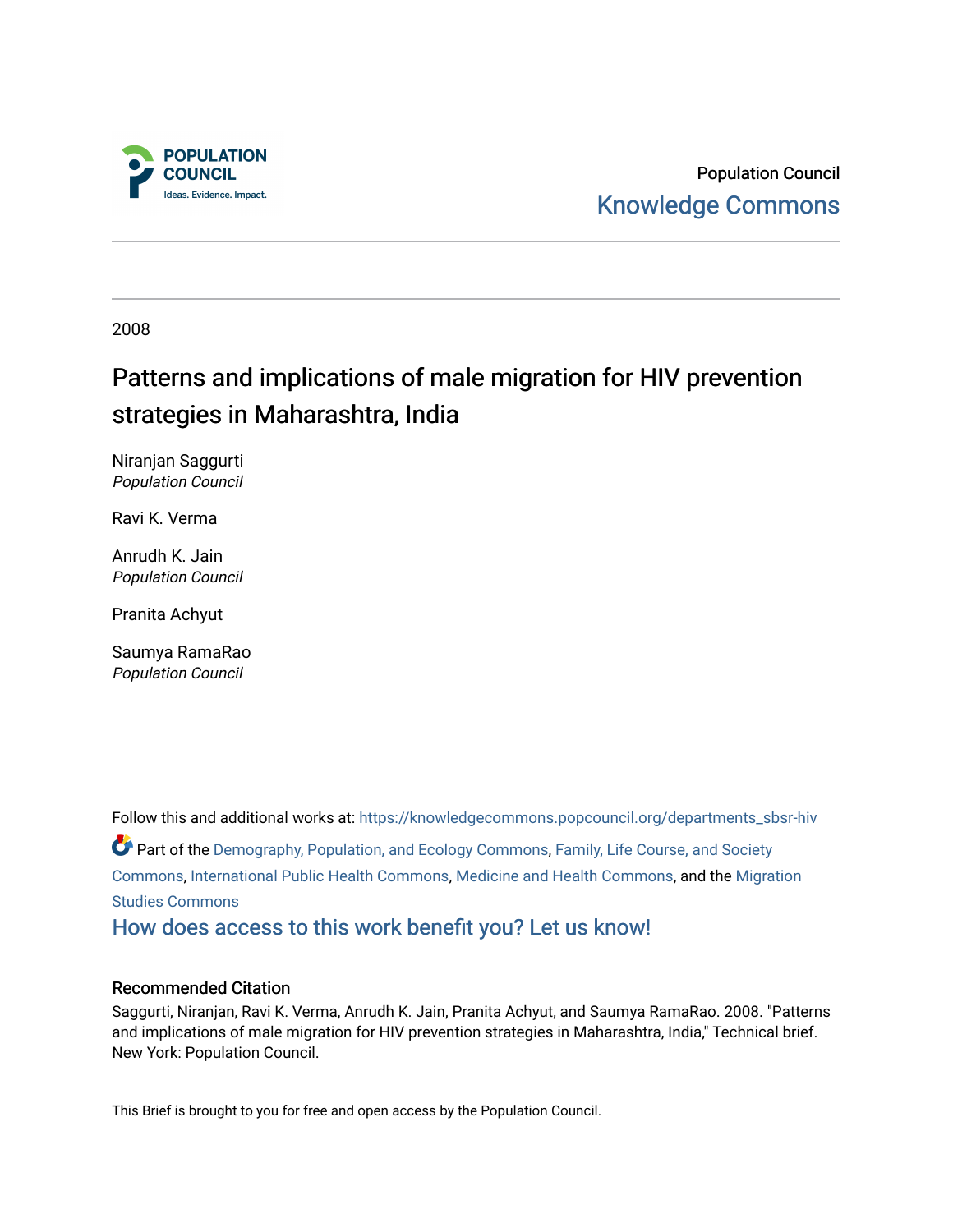POPULATION COUNCIL

Ideas. Evidence. Impact.

Population Council

Knowledge Commons

2008

# Patterns and implications of male migration for HIV prevention strategies in Maharashtra, India

Niranjan Saggurti
*Population Council*

Ravi K. Verma

Anrudh K. Jain
*Population Council*

Pranita Achyut

Saumya RamaRao
*Population Council*

Follow this and additional works at: https://knowledgecommons.popcouncil.org/departments_sbsr-hiv

Part of the Demography, Population, and Ecology Commons, Family, Life Course, and Society Commons, International Public Health Commons, Medicine and Health Commons, and the Migration Studies Commons

How does access to this work benefit you? Let us know!

## Recommended Citation

Saggurti, Niranjan, Ravi K. Verma, Anrudh K. Jain, Pranita Achyut, and Saumya RamaRao. 2008. "Patterns and implications of male migration for HIV prevention strategies in Maharashtra, India," Technical brief. New York: Population Council.

This Brief is brought to you for free and open access by the Population Council.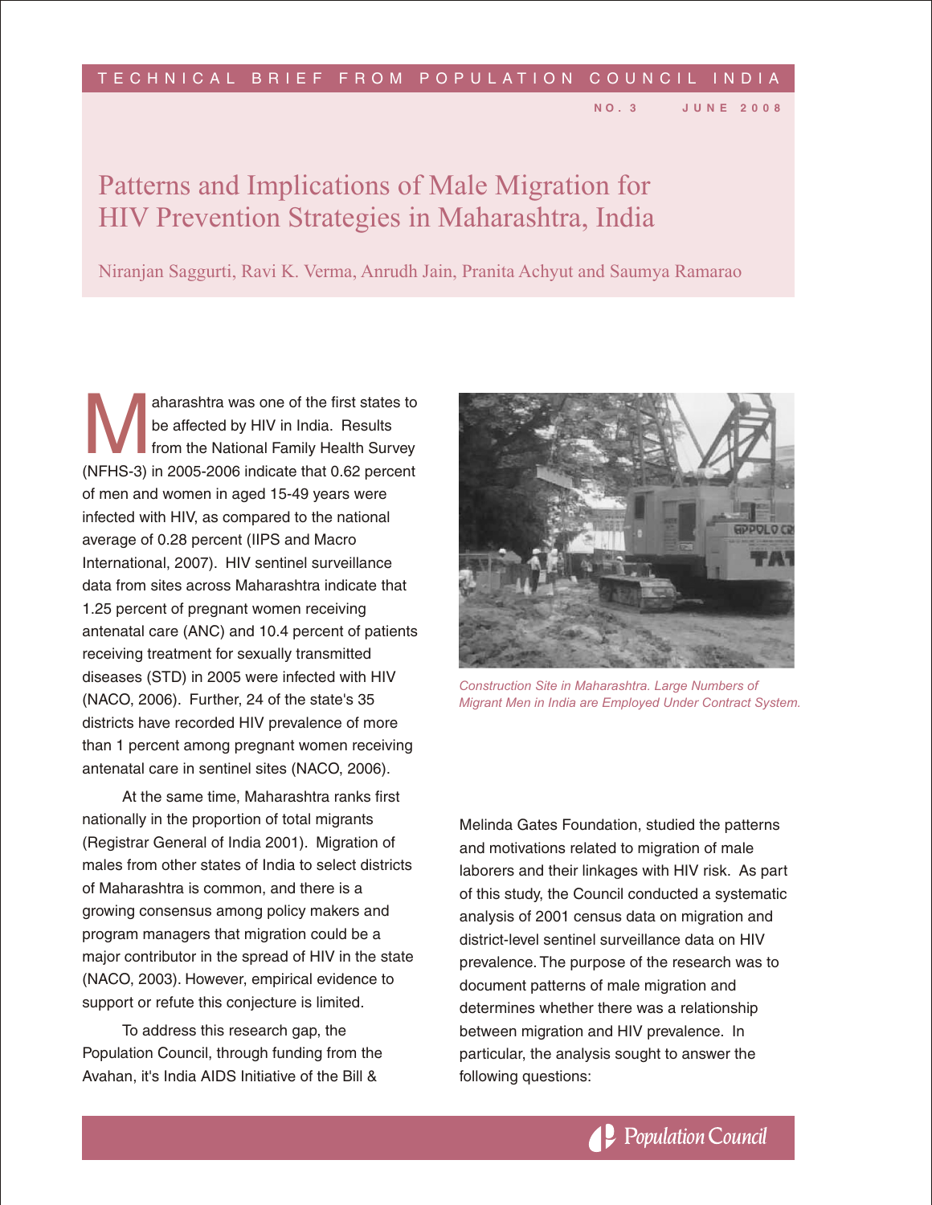TECHNICAL BRIEF FROM POPULATION COUNCIL INDIA

NO. 3 JUNE 2008

# Patterns and Implications of Male Migration for HIV Prevention Strategies in Maharashtra, India

Niranjan Saggurti, Ravi K. Verma, Anrudh Jain, Pranita Achyut and Saumya Ramarao

Maharashtra was one of the first states to be affected by HIV in India. Results from the National Family Health Survey (NFHS-3) in 2005-2006 indicate that 0.62 percent of men and women in aged 15-49 years were infected with HIV, as compared to the national average of 0.28 percent (IIPS and Macro International, 2007). HIV sentinel surveillance data from sites across Maharashtra indicate that 1.25 percent of pregnant women receiving antenatal care (ANC) and 10.4 percent of patients receiving treatment for sexually transmitted diseases (STD) in 2005 were infected with HIV (NACO, 2006). Further, 24 of the state's 35 districts have recorded HIV prevalence of more than 1 percent among pregnant women receiving antenatal care in sentinel sites (NACO, 2006).

At the same time, Maharashtra ranks first nationally in the proportion of total migrants (Registrar General of India 2001). Migration of males from other states of India to select districts of Maharashtra is common, and there is a growing consensus among policy makers and program managers that migration could be a major contributor in the spread of HIV in the state (NACO, 2003). However, empirical evidence to support or refute this conjecture is limited.

*Construction Site in Maharashtra. Large Numbers of Migrant Men in India are Employed Under Contract System.*

To address this research gap, the Population Council, through funding from the Avahan, it's India AIDS Initiative of the Bill & Melinda Gates Foundation, studied the patterns and motivations related to migration of male laborers and their linkages with HIV risk. As part of this study, the Council conducted a systematic analysis of 2001 census data on migration and district-level sentinel surveillance data on HIV prevalence. The purpose of the research was to document patterns of male migration and determines whether there was a relationship between migration and HIV prevalence. In particular, the analysis sought to answer the following questions: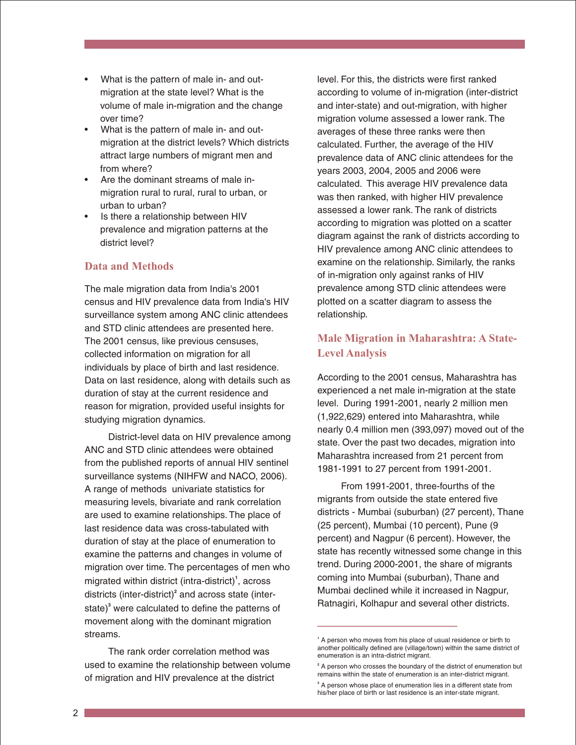- What is the pattern of male in- and out-migration at the state level? What is the volume of male in-migration and the change over time?
- What is the pattern of male in- and out-migration at the district levels? Which districts attract large numbers of migrant men and from where?
- Are the dominant streams of male in-migration rural to rural, rural to urban, or urban to urban?
- Is there a relationship between HIV prevalence and migration patterns at the district level?

## Data and Methods

The male migration data from India's 2001 census and HIV prevalence data from India's HIV surveillance system among ANC clinic attendees and STD clinic attendees are presented here. The 2001 census, like previous censuses, collected information on migration for all individuals by place of birth and last residence. Data on last residence, along with details such as duration of stay at the current residence and reason for migration, provided useful insights for studying migration dynamics.

District-level data on HIV prevalence among ANC and STD clinic attendees were obtained from the published reports of annual HIV sentinel surveillance systems (NIHFW and NACO, 2006). A range of methods univariate statistics for measuring levels, bivariate and rank correlation are used to examine relationships. The place of last residence data was cross-tabulated with duration of stay at the place of enumeration to examine the patterns and changes in volume of migration over time. The percentages of men who migrated within district (intra-district)[1], across districts (inter-district)[2] and across state (inter-state)[3] were calculated to define the patterns of movement along with the dominant migration streams.

The rank order correlation method was used to examine the relationship between volume of migration and HIV prevalence at the district level. For this, the districts were first ranked according to volume of in-migration (inter-district and inter-state) and out-migration, with higher migration volume assessed a lower rank. The averages of these three ranks were then calculated. Further, the average of the HIV prevalence data of ANC clinic attendees for the years 2003, 2004, 2005 and 2006 were calculated. This average HIV prevalence data was then ranked, with higher HIV prevalence assessed a lower rank. The rank of districts according to migration was plotted on a scatter diagram against the rank of districts according to HIV prevalence among ANC clinic attendees to examine on the relationship. Similarly, the ranks of in-migration only against ranks of HIV prevalence among STD clinic attendees were plotted on a scatter diagram to assess the relationship.

## Male Migration in Maharashtra: A State-Level Analysis

According to the 2001 census, Maharashtra has experienced a net male in-migration at the state level. During 1991-2001, nearly 2 million men (1,922,629) entered into Maharashtra, while nearly 0.4 million men (393,097) moved out of the state. Over the past two decades, migration into Maharashtra increased from 21 percent from 1981-1991 to 27 percent from 1991-2001.

From 1991-2001, three-fourths of the migrants from outside the state entered five districts - Mumbai (suburban) (27 percent), Thane (25 percent), Mumbai (10 percent), Pune (9 percent) and Nagpur (6 percent). However, the state has recently witnessed some change in this trend. During 2000-2001, the share of migrants coming into Mumbai (suburban), Thane and Mumbai declined while it increased in Nagpur, Ratnagiri, Kolhapur and several other districts.

---

[1] A person who moves from his place of usual residence or birth to another politically defined are (village/town) within the same district of enumeration is an intra-district migrant.

[2] A person who crosses the boundary of the district of enumeration but remains within the state of enumeration is an inter-district migrant.

[3] A person whose place of enumeration lies in a different state from his/her place of birth or last residence is an inter-state migrant.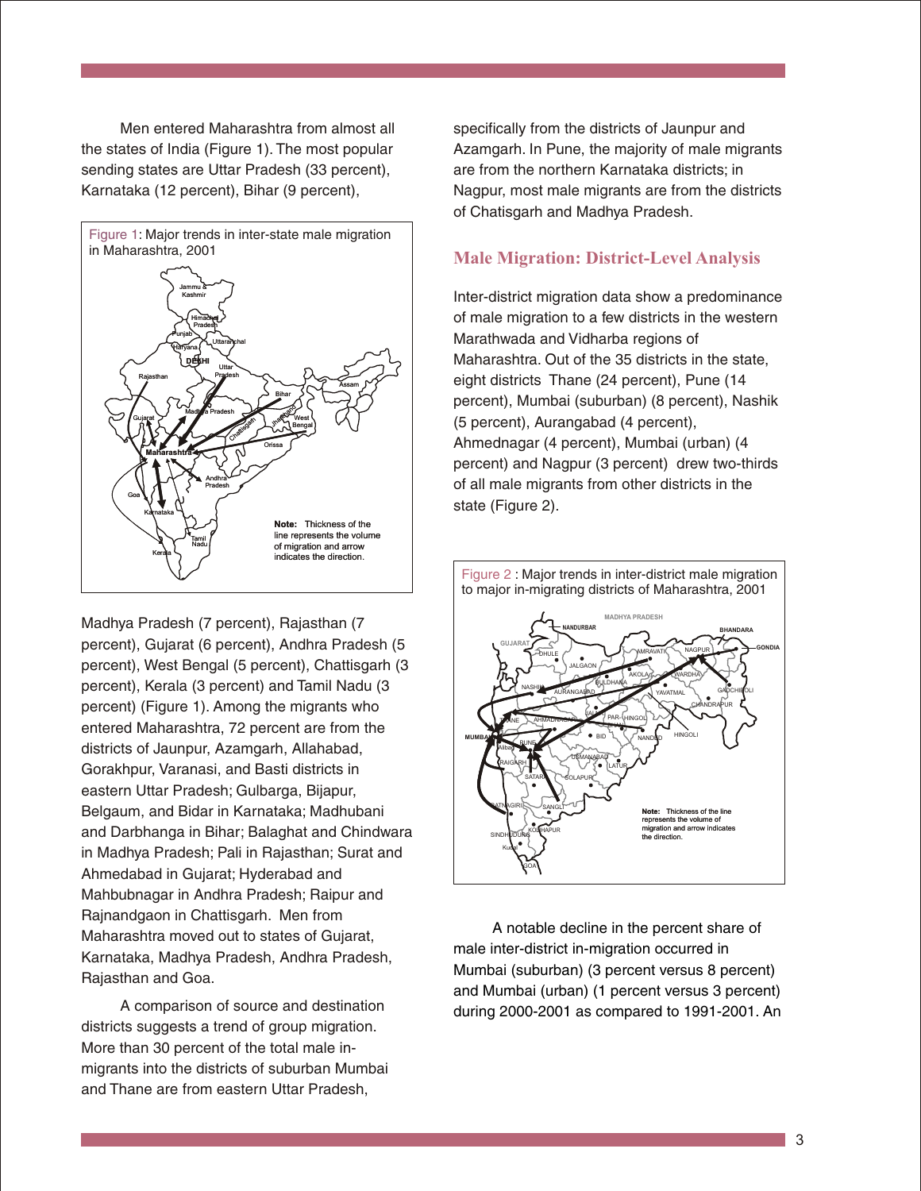Men entered Maharashtra from almost all the states of India (Figure 1). The most popular sending states are Uttar Pradesh (33 percent), Karnataka (12 percent), Bihar (9 percent), Madhya Pradesh (7 percent), Rajasthan (7 percent), Gujarat (6 percent), Andhra Pradesh (5 percent), West Bengal (5 percent), Chattisgarh (3 percent), Kerala (3 percent) and Tamil Nadu (3 percent) (Figure 1). Among the migrants who entered Maharashtra, 72 percent are from the districts of Jaunpur, Azamgarh, Allahabad, Gorakhpur, Varanasi, and Basti districts in eastern Uttar Pradesh; Gulbarga, Bijapur, Belgaum, and Bidar in Karnataka; Madhubani and Darbhanga in Bihar; Balaghat and Chindwara in Madhya Pradesh; Pali in Rajasthan; Surat and Ahmedabad in Gujarat; Hyderabad and Mahbubnagar in Andhra Pradesh; Raipur and Rajnandgaon in Chattisgarh. Men from Maharashtra moved out to states of Gujarat, Karnataka, Madhya Pradesh, Andhra Pradesh, Rajasthan and Goa.

Figure 1: Major trends in inter-state male migration in Maharashtra, 2001

Note: Thickness of the line represents the volume of migration and arrow indicates the direction.

A comparison of source and destination districts suggests a trend of group migration. More than 30 percent of the total male in-migrants into the districts of suburban Mumbai and Thane are from eastern Uttar Pradesh, specifically from the districts of Jaunpur and Azamgarh. In Pune, the majority of male migrants are from the northern Karnataka districts; in Nagpur, most male migrants are from the districts of Chatisgarh and Madhya Pradesh.

## Male Migration: District-Level Analysis

Inter-district migration data show a predominance of male migration to a few districts in the western Marathwada and Vidharba regions of Maharashtra. Out of the 35 districts in the state, eight districts Thane (24 percent), Pune (14 percent), Mumbai (suburban) (8 percent), Nashik (5 percent), Aurangabad (4 percent), Ahmednagar (4 percent), Mumbai (urban) (4 percent) and Nagpur (3 percent) drew two-thirds of all male migrants from other districts in the state (Figure 2).

Figure 2 : Major trends in inter-district male migration to major in-migrating districts of Maharashtra, 2001

Note: Thickness of the line represents the volume of migration and arrow indicates the direction.

A notable decline in the percent share of male inter-district in-migration occurred in Mumbai (suburban) (3 percent versus 8 percent) and Mumbai (urban) (1 percent versus 3 percent) during 2000-2001 as compared to 1991-2001. An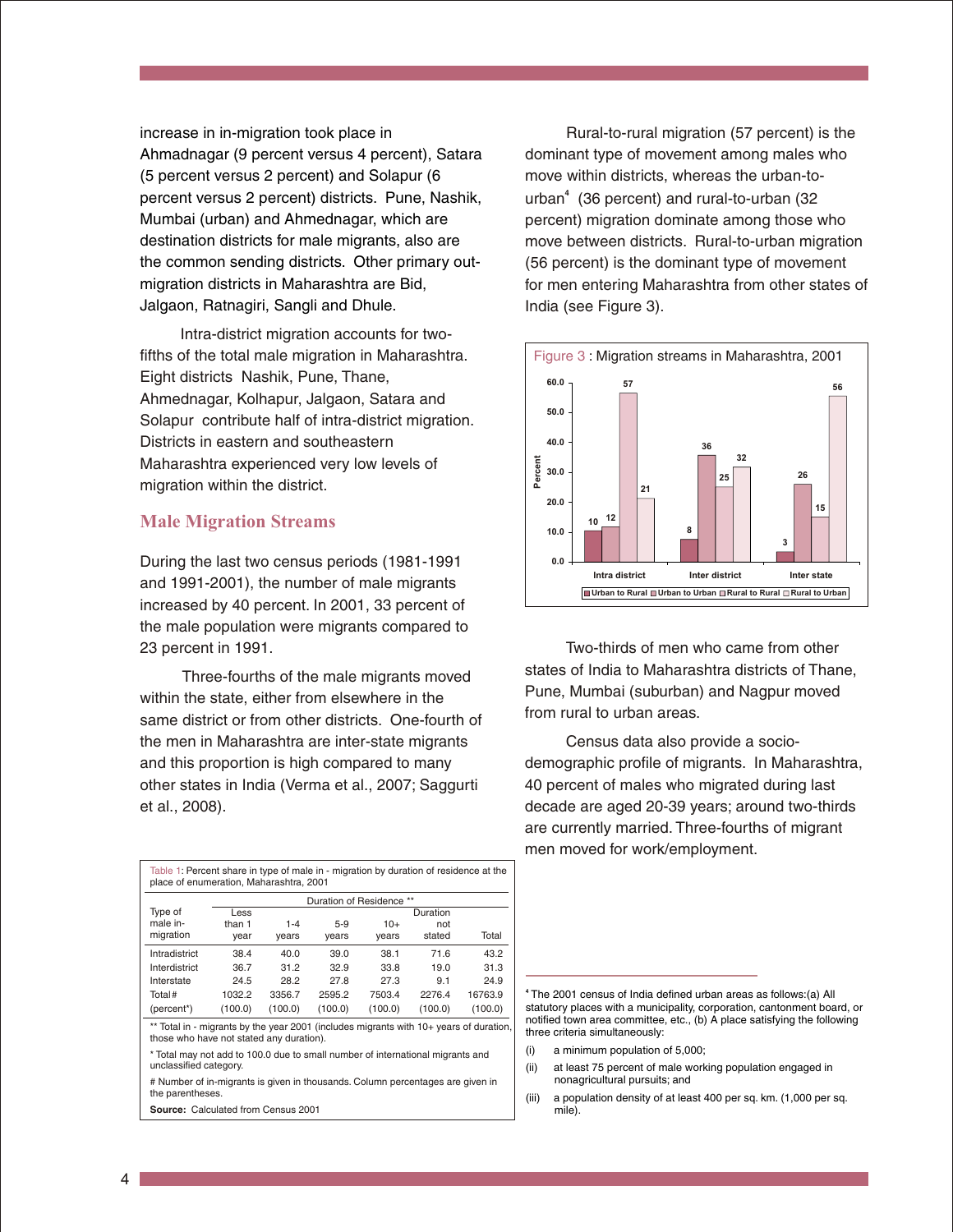increase in in-migration took place in Ahmadnagar (9 percent versus 4 percent), Satara (5 percent versus 2 percent) and Solapur (6 percent versus 2 percent) districts. Pune, Nashik, Mumbai (urban) and Ahmednagar, which are destination districts for male migrants, also are the common sending districts. Other primary out-migration districts in Maharashtra are Bid, Jalgaon, Ratnagiri, Sangli and Dhule.

Intra-district migration accounts for two-fifths of the total male migration in Maharashtra. Eight districts Nashik, Pune, Thane, Ahmednagar, Kolhapur, Jalgaon, Satara and Solapur contribute half of intra-district migration. Districts in eastern and southeastern Maharashtra experienced very low levels of migration within the district.

## Male Migration Streams

During the last two census periods (1981-1991 and 1991-2001), the number of male migrants increased by 40 percent. In 2001, 33 percent of the male population were migrants compared to 23 percent in 1991.

Three-fourths of the male migrants moved within the state, either from elsewhere in the same district or from other districts. One-fourth of the men in Maharashtra are inter-state migrants and this proportion is high compared to many other states in India (Verma et al., 2007; Saggurti et al., 2008).

Table 1: Percent share in type of male in - migration by duration of residence at the place of enumeration, Maharashtra, 2001

| Type of male in-migration | Duration of Residence ** | | | | | |
|---|---|---|---|---|---|---|
| | Less than 1 year | 1-4 years | 5-9 years | 10+ years | Duration not stated | Total |
| Intradistrict | 38.4 | 40.0 | 39.0 | 38.1 | 71.6 | 43.2 |
| Interdistrict | 36.7 | 31.2 | 32.9 | 33.8 | 19.0 | 31.3 |
| Interstate | 24.5 | 28.2 | 27.8 | 27.3 | 9.1 | 24.9 |
| Total # | 1032.2 | 3356.7 | 2595.2 | 7503.4 | 2276.4 | 16763.9 |
| (percent*) | (100.0) | (100.0) | (100.0) | (100.0) | (100.0) | (100.0) |

** Total in - migrants by the year 2001 (includes migrants with 10+ years of duration, those who have not stated any duration).

* Total may not add to 100.0 due to small number of international migrants and unclassified category.

# Number of in-migrants is given in thousands. Column percentages are given in the parentheses.

**Source:** Calculated from Census 2001

Rural-to-rural migration (57 percent) is the dominant type of movement among males who move within districts, whereas the urban-to-urban[4] (36 percent) and rural-to-urban (32 percent) migration dominate among those who move between districts. Rural-to-urban migration (56 percent) is the dominant type of movement for men entering Maharashtra from other states of India (see Figure 3).

Figure 3 : Migration streams in Maharashtra, 2001

| | Urban to Rural | Urban to Urban | Rural to Rural | Rural to Urban |
|---|---|---|---|---|
| Intra district | 10 | 12 | 57 | 21 |
| Inter district | 8 | 36 | 25 | 32 |
| Inter state | 3 | 26 | 15 | 56 |

Two-thirds of men who came from other states of India to Maharashtra districts of Thane, Pune, Mumbai (suburban) and Nagpur moved from rural to urban areas.

Census data also provide a socio-demographic profile of migrants. In Maharashtra, 40 percent of males who migrated during last decade are aged 20-39 years; around two-thirds are currently married. Three-fourths of migrant men moved for work/employment.

[4] The 2001 census of India defined urban areas as follows:(a) All statutory places with a municipality, corporation, cantonment board, or notified town area committee, etc., (b) A place satisfying the following three criteria simultaneously:

(i) a minimum population of 5,000;

(ii) at least 75 percent of male working population engaged in nonagricultural pursuits; and

(iii) a population density of at least 400 per sq. km. (1,000 per sq. mile).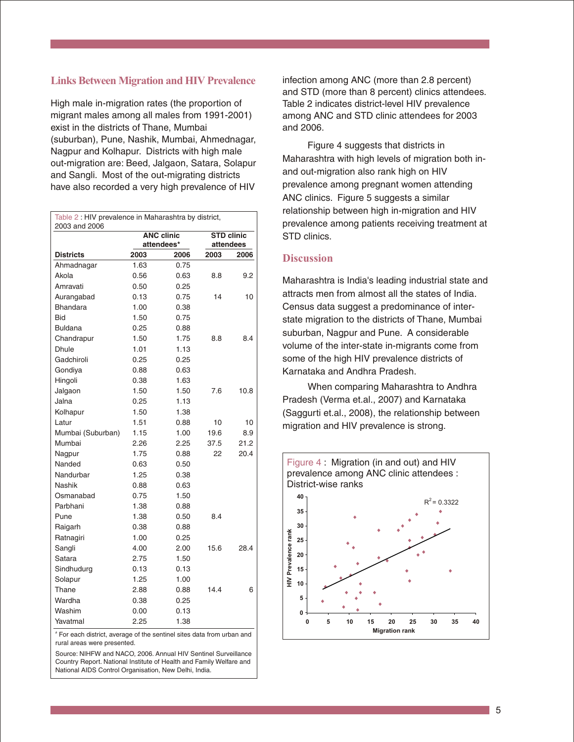## Links Between Migration and HIV Prevalence

High male in-migration rates (the proportion of migrant males among all males from 1991-2001) exist in the districts of Thane, Mumbai (suburban), Pune, Nashik, Mumbai, Ahmednagar, Nagpur and Kolhapur. Districts with high male out-migration are: Beed, Jalgaon, Satara, Solapur and Sangli. Most of the out-migrating districts have also recorded a very high prevalence of HIV infection among ANC (more than 2.8 percent) and STD (more than 8 percent) clinics attendees. Table 2 indicates district-level HIV prevalence among ANC and STD clinic attendees for 2003 and 2006.

Table 2 : HIV prevalence in Maharashtra by district, 2003 and 2006

| | ANC clinic attendees* | | STD clinic attendees | |
|---|---|---|---|---|
| **Districts** | **2003** | **2006** | **2003** | **2006** |
| Ahmadnagar | 1.63 | 0.75 | | |
| Akola | 0.56 | 0.63 | 8.8 | 9.2 |
| Amravati | 0.50 | 0.25 | | |
| Aurangabad | 0.13 | 0.75 | 14 | 10 |
| Bhandara | 1.00 | 0.38 | | |
| Bid | 1.50 | 0.75 | | |
| Buldana | 0.25 | 0.88 | | |
| Chandrapur | 1.50 | 1.75 | 8.8 | 8.4 |
| Dhule | 1.01 | 1.13 | | |
| Gadchiroli | 0.25 | 0.25 | | |
| Gondiya | 0.88 | 0.63 | | |
| Hingoli | 0.38 | 1.63 | | |
| Jalgaon | 1.50 | 1.50 | 7.6 | 10.8 |
| Jalna | 0.25 | 1.13 | | |
| Kolhapur | 1.50 | 1.38 | | |
| Latur | 1.51 | 0.88 | 10 | 10 |
| Mumbai (Suburban) | 1.15 | 1.00 | 19.6 | 8.9 |
| Mumbai | 2.26 | 2.25 | 37.5 | 21.2 |
| Nagpur | 1.75 | 0.88 | 22 | 20.4 |
| Nanded | 0.63 | 0.50 | | |
| Nandurbar | 1.25 | 0.38 | | |
| Nashik | 0.88 | 0.63 | | |
| Osmanabad | 0.75 | 1.50 | | |
| Parbhani | 1.38 | 0.88 | | |
| Pune | 1.38 | 0.50 | 8.4 | |
| Raigarh | 0.38 | 0.88 | | |
| Ratnagiri | 1.00 | 0.25 | | |
| Sangli | 4.00 | 2.00 | 15.6 | 28.4 |
| Satara | 2.75 | 1.50 | | |
| Sindhudurg | 0.13 | 0.13 | | |
| Solapur | 1.25 | 1.00 | | |
| Thane | 2.88 | 0.88 | 14.4 | 6 |
| Wardha | 0.38 | 0.25 | | |
| Washim | 0.00 | 0.13 | | |
| Yavatmal | 2.25 | 1.38 | | |

\* For each district, average of the sentinel sites data from urban and rural areas were presented.

Source: NIHFW and NACO, 2006. Annual HIV Sentinel Surveillance Country Report. National Institute of Health and Family Welfare and National AIDS Control Organisation, New Delhi, India.

Figure 4 suggests that districts in Maharashtra with high levels of migration both in- and out-migration also rank high on HIV prevalence among pregnant women attending ANC clinics. Figure 5 suggests a similar relationship between high in-migration and HIV prevalence among patients receiving treatment at STD clinics.

## Discussion

Maharashtra is India's leading industrial state and attracts men from almost all the states of India. Census data suggest a predominance of inter-state migration to the districts of Thane, Mumbai suburban, Nagpur and Pune. A considerable volume of the inter-state in-migrants come from some of the high HIV prevalence districts of Karnataka and Andhra Pradesh.

When comparing Maharashtra to Andhra Pradesh (Verma et.al., 2007) and Karnataka (Saggurti et.al., 2008), the relationship between migration and HIV prevalence is strong.

Figure 4 : Migration (in and out) and HIV prevalence among ANC clinic attendees : District-wise ranks

$R^2 = 0.3322$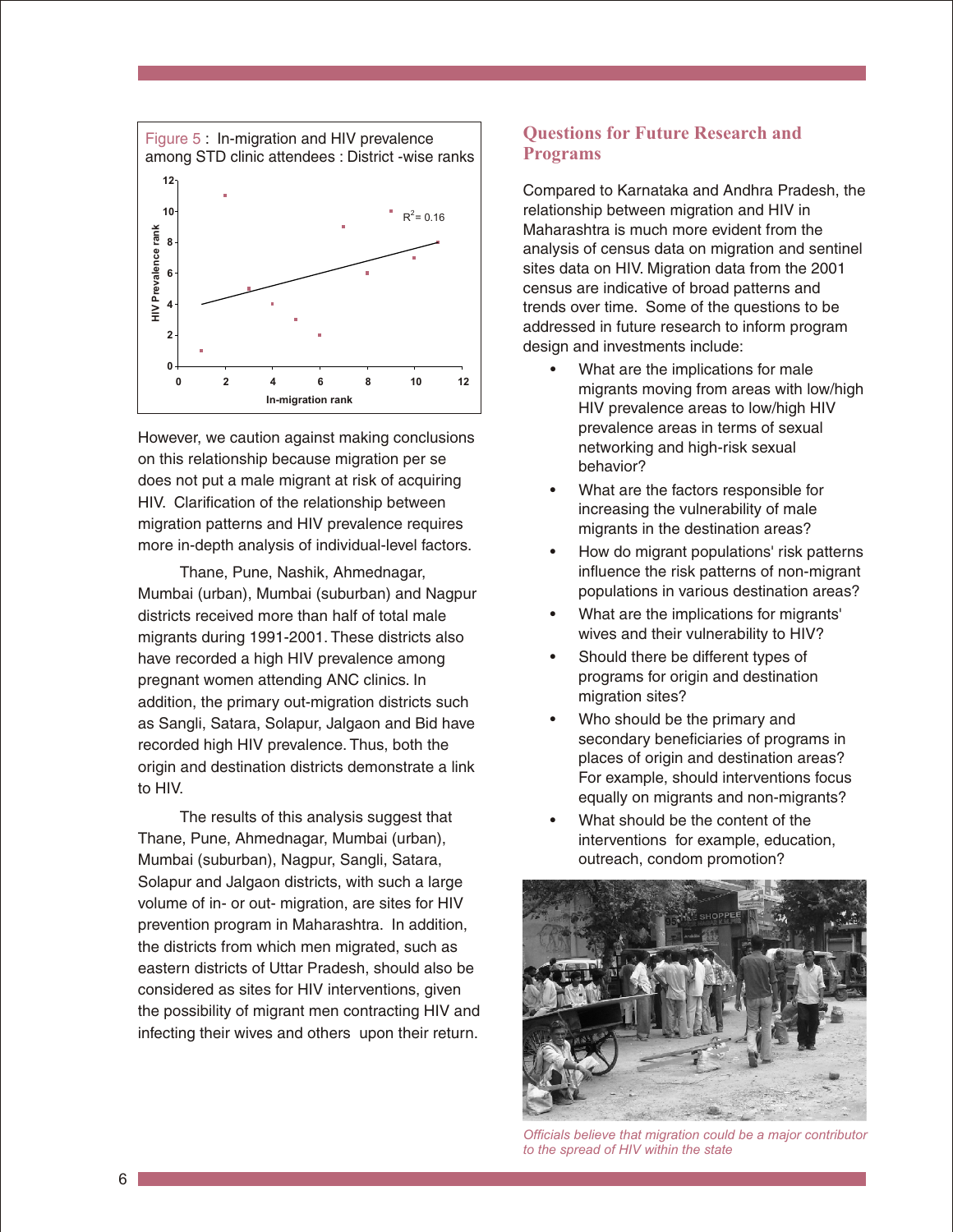Figure 5 : In-migration and HIV prevalence among STD clinic attendees : District -wise ranks

However, we caution against making conclusions on this relationship because migration per se does not put a male migrant at risk of acquiring HIV. Clarification of the relationship between migration patterns and HIV prevalence requires more in-depth analysis of individual-level factors.

Thane, Pune, Nashik, Ahmednagar, Mumbai (urban), Mumbai (suburban) and Nagpur districts received more than half of total male migrants during 1991-2001. These districts also have recorded a high HIV prevalence among pregnant women attending ANC clinics. In addition, the primary out-migration districts such as Sangli, Satara, Solapur, Jalgaon and Bid have recorded high HIV prevalence. Thus, both the origin and destination districts demonstrate a link to HIV.

The results of this analysis suggest that Thane, Pune, Ahmednagar, Mumbai (urban), Mumbai (suburban), Nagpur, Sangli, Satara, Solapur and Jalgaon districts, with such a large volume of in- or out- migration, are sites for HIV prevention program in Maharashtra. In addition, the districts from which men migrated, such as eastern districts of Uttar Pradesh, should also be considered as sites for HIV interventions, given the possibility of migrant men contracting HIV and infecting their wives and others upon their return.

## Questions for Future Research and Programs

Compared to Karnataka and Andhra Pradesh, the relationship between migration and HIV in Maharashtra is much more evident from the analysis of census data on migration and sentinel sites data on HIV. Migration data from the 2001 census are indicative of broad patterns and trends over time. Some of the questions to be addressed in future research to inform program design and investments include:

- What are the implications for male migrants moving from areas with low/high HIV prevalence areas to low/high HIV prevalence areas in terms of sexual networking and high-risk sexual behavior?
- What are the factors responsible for increasing the vulnerability of male migrants in the destination areas?
- How do migrant populations' risk patterns influence the risk patterns of non-migrant populations in various destination areas?
- What are the implications for migrants' wives and their vulnerability to HIV?
- Should there be different types of programs for origin and destination migration sites?
- Who should be the primary and secondary beneficiaries of programs in places of origin and destination areas? For example, should interventions focus equally on migrants and non-migrants?
- What should be the content of the interventions for example, education, outreach, condom promotion?

*Officials believe that migration could be a major contributor to the spread of HIV within the state*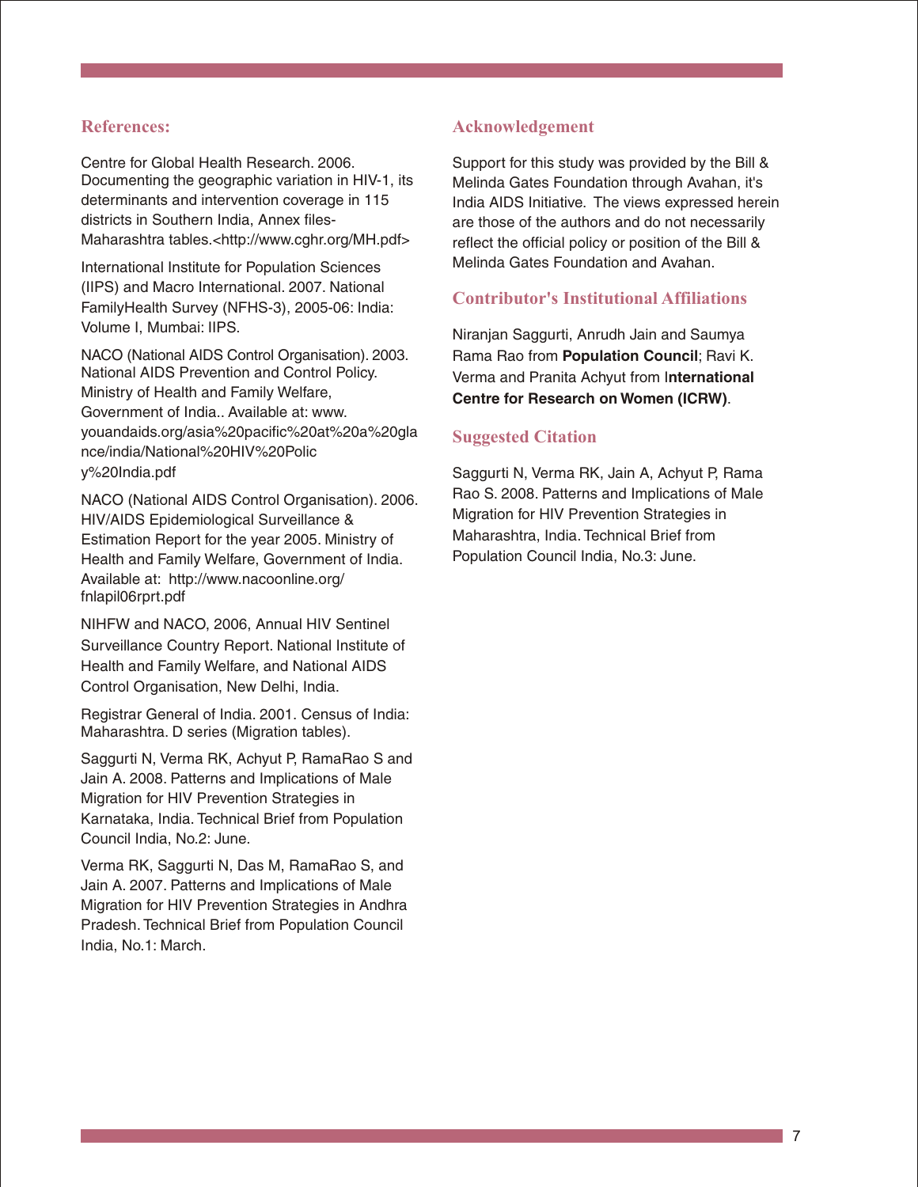## References:

Centre for Global Health Research. 2006. Documenting the geographic variation in HIV-1, its determinants and intervention coverage in 115 districts in Southern India, Annex files-Maharashtra tables.<http://www.cghr.org/MH.pdf>

International Institute for Population Sciences (IIPS) and Macro International. 2007. National FamilyHealth Survey (NFHS-3), 2005-06: India: Volume I, Mumbai: IIPS.

NACO (National AIDS Control Organisation). 2003. National AIDS Prevention and Control Policy. Ministry of Health and Family Welfare, Government of India.. Available at: www.youandaids.org/asia%20pacific%20at%20a%20glance/india/National%20HIV%20Policy%20India.pdf

NACO (National AIDS Control Organisation). 2006. HIV/AIDS Epidemiological Surveillance & Estimation Report for the year 2005. Ministry of Health and Family Welfare, Government of India. Available at: http://www.nacoonline.org/fnlapil06rprt.pdf

NIHFW and NACO, 2006, Annual HIV Sentinel Surveillance Country Report. National Institute of Health and Family Welfare, and National AIDS Control Organisation, New Delhi, India.

Registrar General of India. 2001. Census of India: Maharashtra. D series (Migration tables).

Saggurti N, Verma RK, Achyut P, RamaRao S and Jain A. 2008. Patterns and Implications of Male Migration for HIV Prevention Strategies in Karnataka, India. Technical Brief from Population Council India, No.2: June.

Verma RK, Saggurti N, Das M, RamaRao S, and Jain A. 2007. Patterns and Implications of Male Migration for HIV Prevention Strategies in Andhra Pradesh. Technical Brief from Population Council India, No.1: March.

## Acknowledgement

Support for this study was provided by the Bill & Melinda Gates Foundation through Avahan, it's India AIDS Initiative. The views expressed herein are those of the authors and do not necessarily reflect the official policy or position of the Bill & Melinda Gates Foundation and Avahan.

## Contributor's Institutional Affiliations

Niranjan Saggurti, Anrudh Jain and Saumya Rama Rao from **Population Council**; Ravi K. Verma and Pranita Achyut from **International Centre for Research on Women (ICRW)**.

## Suggested Citation

Saggurti N, Verma RK, Jain A, Achyut P, Rama Rao S. 2008. Patterns and Implications of Male Migration for HIV Prevention Strategies in Maharashtra, India. Technical Brief from Population Council India, No.3: June.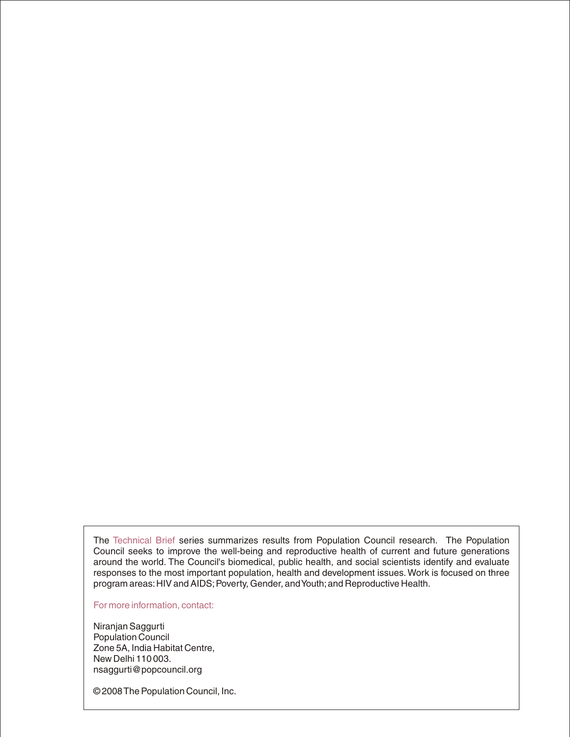The Technical Brief series summarizes results from Population Council research. The Population Council seeks to improve the well-being and reproductive health of current and future generations around the world. The Council's biomedical, public health, and social scientists identify and evaluate responses to the most important population, health and development issues. Work is focused on three program areas: HIV and AIDS; Poverty, Gender, and Youth; and Reproductive Health.

For more information, contact:

Niranjan Saggurti
Population Council
Zone 5A, India Habitat Centre,
New Delhi 110 003.
nsaggurti@popcouncil.org

© 2008 The Population Council, Inc.